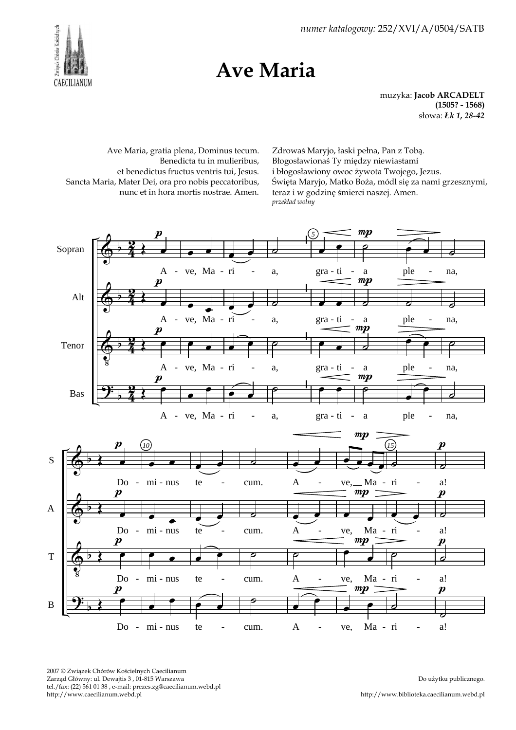*numer katalogowy:* 252/XVI/A/0504/SATB

# Ave Maria

muzyka: **Jacob ARCADELT**
**(1505? - 1568)**
słowa: ***Łk 1, 28-42***

Ave Maria, gratia plena, Dominus tecum.
Benedicta tu in mulieribus,
et benedictus fructus ventris tui, Jesus.
Sancta Maria, Mater Dei, ora pro nobis peccatoribus,
nunc et in hora mortis nostrae. Amen.

Zdrowaś Maryjo, łaski pełna, Pan z Tobą.
Błogosławionaś Ty między niewiastami
i błogosławiony owoc żywota Twojego, Jezus.
Święta Maryjo, Matko Boża, módl się za nami grzesznymi,
teraz i w godzinę śmierci naszej. Amen.
*przekład wolny*

2007 © Związek Chórów Kościelnych Caecilianum
Zarząd Główny: ul. Dewajtis 3 , 01-815 Warszawa
tel./fax: (22) 561 01 38 , e-mail: prezes.zg@caecilianum.webd.pl
http://www.caecilianum.webd.pl

Do użytku publicznego.

http://www.biblioteka.caecilianum.webd.pl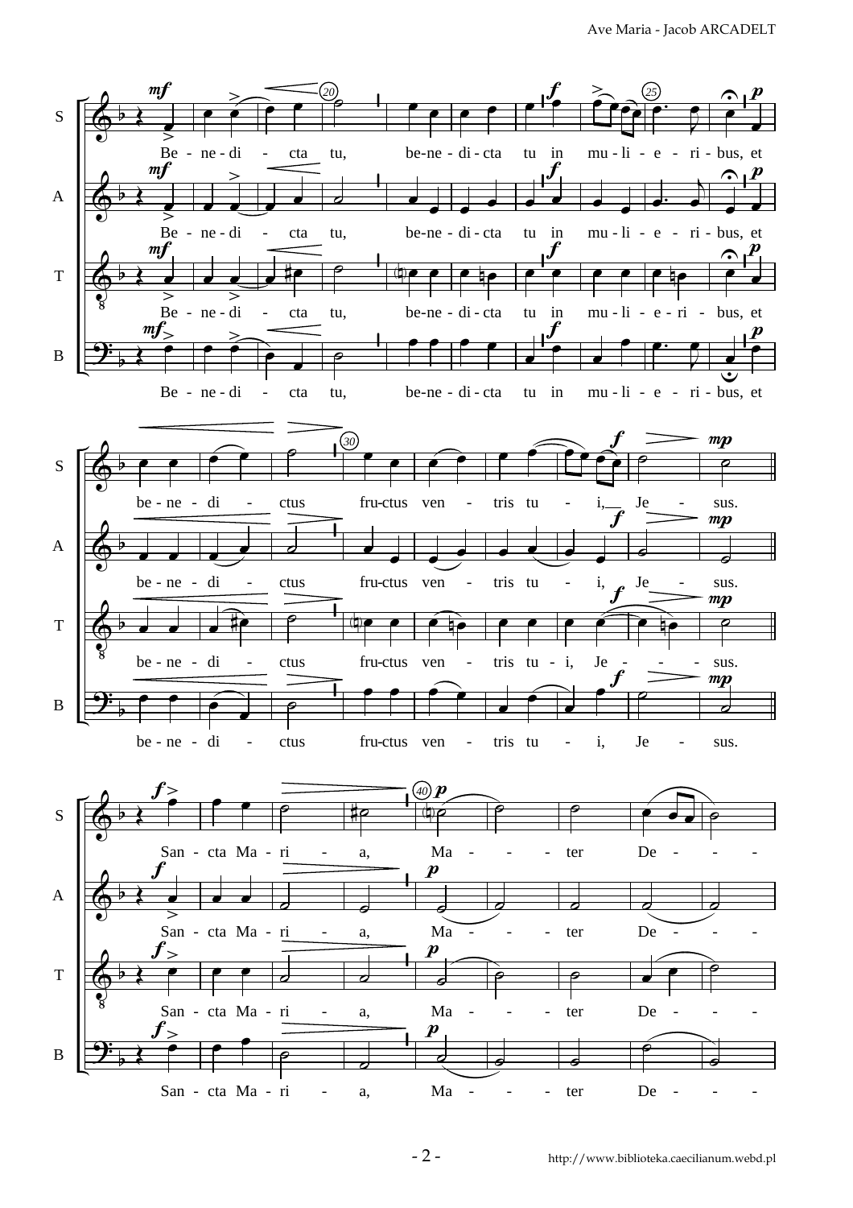S, A, T, B: Be - ne - di - cta tu, be-ne - di - cta tu in mu - li - e - ri - bus, et

S, A, T, B: be - ne - di - ctus fru-ctus ven - tris tu - i, Je - sus.

S, A, T, B: San - cta Ma - ri - a, Ma - ter De -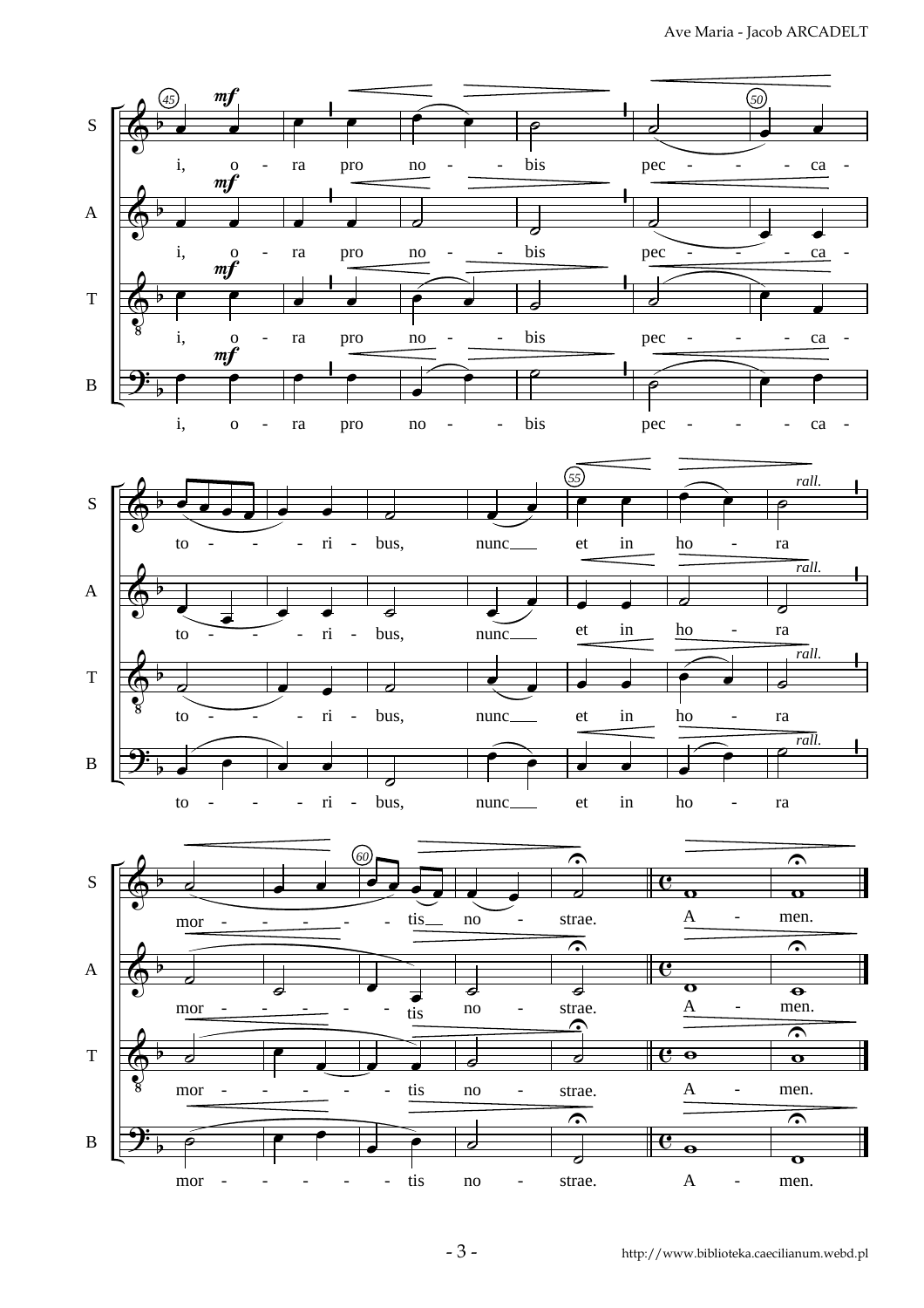i, o - ra pro no - - bis pec - - - - ca -

to - - - - ri - bus, nunc et in ho - ra

mor - - - - - - tis no - strae. A - men.